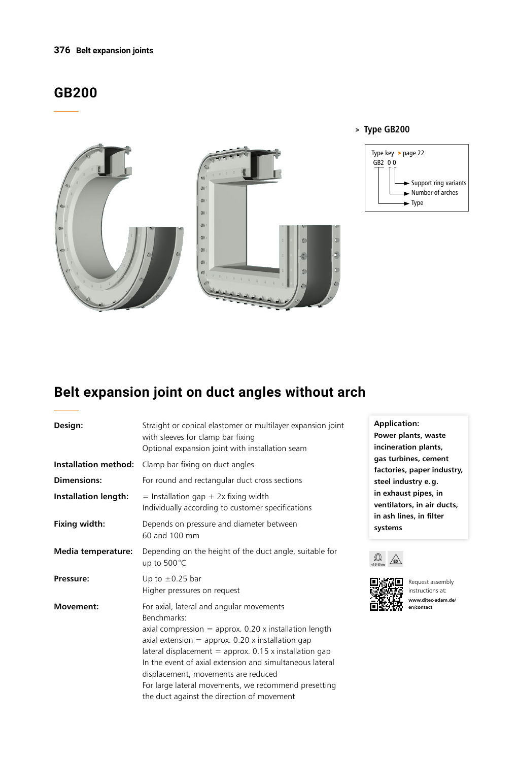# GB200

> **Type GB200**

Type key > page 22

GB2 0 0

- Support ring variants
- Number of arches
- Type

## Belt expansion joint on duct angles without arch

| | |
|---|---|
| **Design:** | Straight or conical elastomer or multilayer expansion joint with sleeves for clamp bar fixing<br>Optional expansion joint with installation seam |
| **Installation method:** | Clamp bar fixing on duct angles |
| **Dimensions:** | For round and rectangular duct cross sections |
| **Installation length:** | = Installation gap + 2x fixing width<br>Individually according to customer specifications |
| **Fixing width:** | Depends on pressure and diameter between 60 and 100 mm |
| **Media temperature:** | Depending on the height of the duct angle, suitable for up to 500 °C |
| **Pressure:** | Up to ±0.25 bar<br>Higher pressures on request |
| **Movement:** | For axial, lateral and angular movements<br>Benchmarks:<br>axial compression = approx. 0.20 x installation length<br>axial extension = approx. 0.20 x installation gap<br>lateral displacement = approx. 0.15 x installation gap<br>In the event of axial extension and simultaneous lateral displacement, movements are reduced<br>For large lateral movements, we recommend presetting the duct against the direction of movement |

**Application:**
**Power plants, waste incineration plants, gas turbines, cement factories, paper industry, steel industry e.g. in exhaust pipes, in ventilators, in air ducts, in ash lines, in filter systems**

Request assembly instructions at: **www.ditec-adam.de/en/contact**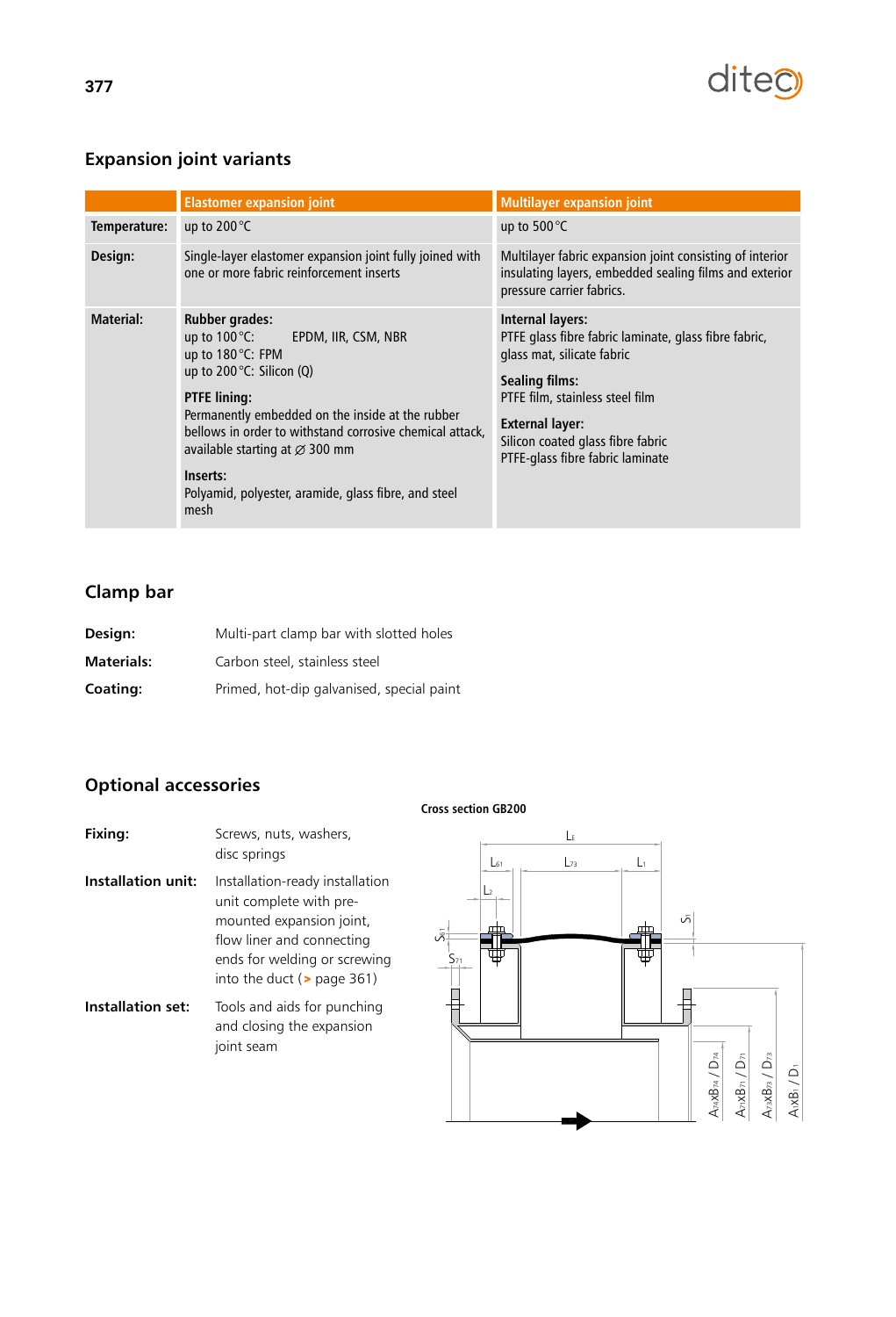## Expansion joint variants

| | Elastomer expansion joint | Multilayer expansion joint |
|---|---|---|
| **Temperature:** | up to 200 °C | up to 500 °C |
| **Design:** | Single-layer elastomer expansion joint fully joined with one or more fabric reinforcement inserts | Multilayer fabric expansion joint consisting of interior insulating layers, embedded sealing films and exterior pressure carrier fabrics. |
| **Material:** | **Rubber grades:**<br>up to 100 °C: EPDM, IIR, CSM, NBR<br>up to 180 °C: FPM<br>up to 200 °C: Silicon (Q)<br>**PTFE lining:**<br>Permanently embedded on the inside at the rubber bellows in order to withstand corrosive chemical attack, available starting at ⌀ 300 mm<br>**Inserts:**<br>Polyamid, polyester, aramide, glass fibre, and steel mesh | **Internal layers:**<br>PTFE glass fibre fabric laminate, glass fibre fabric, glass mat, silicate fabric<br>**Sealing films:**<br>PTFE film, stainless steel film<br>**External layer:**<br>Silicon coated glass fibre fabric<br>PTFE-glass fibre fabric laminate |

## Clamp bar

**Design:** Multi-part clamp bar with slotted holes

**Materials:** Carbon steel, stainless steel

**Coating:** Primed, hot-dip galvanised, special paint

## Optional accessories

**Fixing:** Screws, nuts, washers, disc springs

**Installation unit:** Installation-ready installation unit complete with pre-mounted expansion joint, flow liner and connecting ends for welding or screwing into the duct (> page 361)

**Installation set:** Tools and aids for punching and closing the expansion joint seam

**Cross section GB200**

$L_E$
$L_{61}$ $L_{73}$ $L_1$
$L_2$
$S_1$
$S_{61}$
$S_{71}$
$A_{74}xB_{74}$ / $D_{74}$
$A_{71}xB_{71}$ / $D_{71}$
$A_{73}xB_{73}$ / $D_{73}$
$A_1xB_1$ / $D_1$